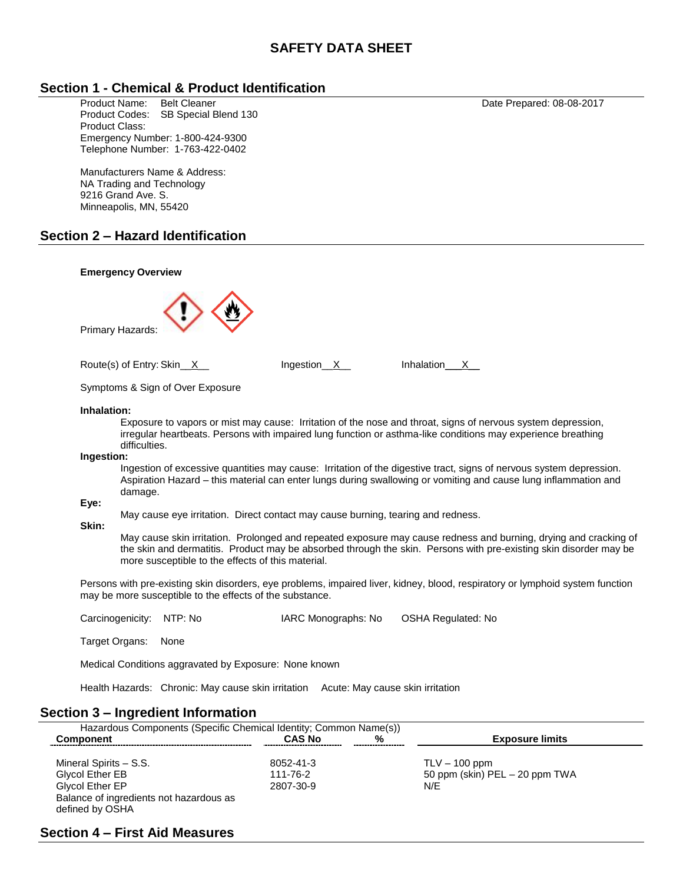# SAFETY DATA SHEET

## Section 1 - Chemical & Product Identification

Product Name: Belt Cleaner
Product Codes: SB Special Blend 130
Product Class:
Emergency Number: 1-800-424-9300
Telephone Number: 1-763-422-0402

Date Prepared: 08-08-2017

Manufacturers Name & Address:
NA Trading and Technology
9216 Grand Ave. S.
Minneapolis, MN, 55420

## Section 2 – Hazard Identification

**Emergency Overview**

Primary Hazards:

Route(s) of Entry: Skin__X__ Ingestion__X__ Inhalation___X__

Symptoms & Sign of Over Exposure

**Inhalation:**

Exposure to vapors or mist may cause: Irritation of the nose and throat, signs of nervous system depression, irregular heartbeats. Persons with impaired lung function or asthma-like conditions may experience breathing difficulties.

**Ingestion:**

Ingestion of excessive quantities may cause: Irritation of the digestive tract, signs of nervous system depression. Aspiration Hazard – this material can enter lungs during swallowing or vomiting and cause lung inflammation and damage.

**Eye:**

May cause eye irritation. Direct contact may cause burning, tearing and redness.

**Skin:**

May cause skin irritation. Prolonged and repeated exposure may cause redness and burning, drying and cracking of the skin and dermatitis. Product may be absorbed through the skin. Persons with pre-existing skin disorder may be more susceptible to the effects of this material.

Persons with pre-existing skin disorders, eye problems, impaired liver, kidney, blood, respiratory or lymphoid system function may be more susceptible to the effects of the substance.

Carcinogenicity: NTP: No IARC Monographs: No OSHA Regulated: No

Target Organs: None

Medical Conditions aggravated by Exposure: None known

Health Hazards: Chronic: May cause skin irritation Acute: May cause skin irritation

## Section 3 – Ingredient Information

Hazardous Components (Specific Chemical Identity; Common Name(s))

| Component | CAS No | % | Exposure limits |
|---|---|---|---|
| Mineral Spirits – S.S. | 8052-41-3 | | TLV – 100 ppm |
| Glycol Ether EB | 111-76-2 | | 50 ppm (skin) PEL – 20 ppm TWA |
| Glycol Ether EP | 2807-30-9 | | N/E |
| Balance of ingredients not hazardous as defined by OSHA | | | |

## Section 4 – First Aid Measures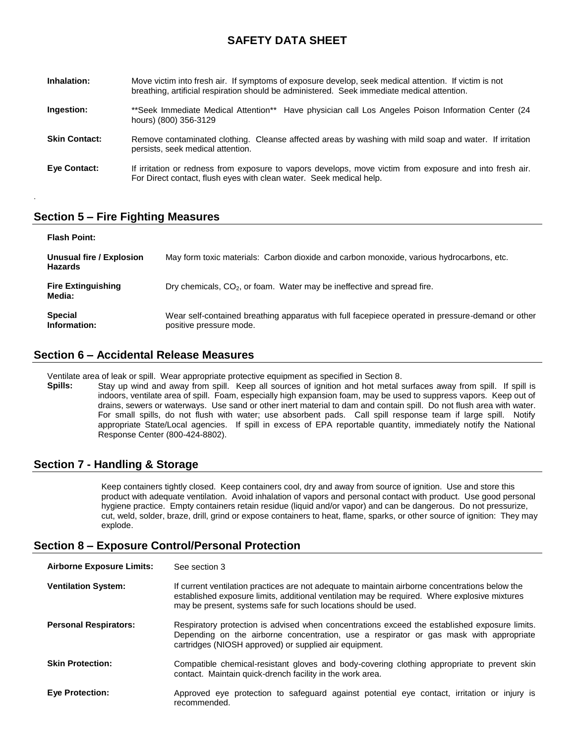# SAFETY DATA SHEET

**Inhalation:** Move victim into fresh air. If symptoms of exposure develop, seek medical attention. If victim is not breathing, artificial respiration should be administered. Seek immediate medical attention.

**Ingestion:** \*\*Seek Immediate Medical Attention\*\* Have physician call Los Angeles Poison Information Center (24 hours) (800) 356-3129

**Skin Contact:** Remove contaminated clothing. Cleanse affected areas by washing with mild soap and water. If irritation persists, seek medical attention.

**Eye Contact:** If irritation or redness from exposure to vapors develops, move victim from exposure and into fresh air. For Direct contact, flush eyes with clean water. Seek medical help.

.

## Section 5 – Fire Fighting Measures

**Flash Point:**

**Unusual fire / Explosion Hazards:** May form toxic materials: Carbon dioxide and carbon monoxide, various hydrocarbons, etc.

**Fire Extinguishing Media:** Dry chemicals, $CO_2$, or foam. Water may be ineffective and spread fire.

**Special Information:** Wear self-contained breathing apparatus with full facepiece operated in pressure-demand or other positive pressure mode.

## Section 6 – Accidental Release Measures

Ventilate area of leak or spill. Wear appropriate protective equipment as specified in Section 8.

**Spills:** Stay up wind and away from spill. Keep all sources of ignition and hot metal surfaces away from spill. If spill is indoors, ventilate area of spill. Foam, especially high expansion foam, may be used to suppress vapors. Keep out of drains, sewers or waterways. Use sand or other inert material to dam and contain spill. Do not flush area with water. For small spills, do not flush with water; use absorbent pads. Call spill response team if large spill. Notify appropriate State/Local agencies. If spill in excess of EPA reportable quantity, immediately notify the National Response Center (800-424-8802).

## Section 7 - Handling & Storage

Keep containers tightly closed. Keep containers cool, dry and away from source of ignition. Use and store this product with adequate ventilation. Avoid inhalation of vapors and personal contact with product. Use good personal hygiene practice. Empty containers retain residue (liquid and/or vapor) and can be dangerous. Do not pressurize, cut, weld, solder, braze, drill, grind or expose containers to heat, flame, sparks, or other source of ignition: They may explode.

## Section 8 – Exposure Control/Personal Protection

**Airborne Exposure Limits:** See section 3

**Ventilation System:** If current ventilation practices are not adequate to maintain airborne concentrations below the established exposure limits, additional ventilation may be required. Where explosive mixtures may be present, systems safe for such locations should be used.

**Personal Respirators:** Respiratory protection is advised when concentrations exceed the established exposure limits. Depending on the airborne concentration, use a respirator or gas mask with appropriate cartridges (NIOSH approved) or supplied air equipment.

**Skin Protection:** Compatible chemical-resistant gloves and body-covering clothing appropriate to prevent skin contact. Maintain quick-drench facility in the work area.

**Eye Protection:** Approved eye protection to safeguard against potential eye contact, irritation or injury is recommended.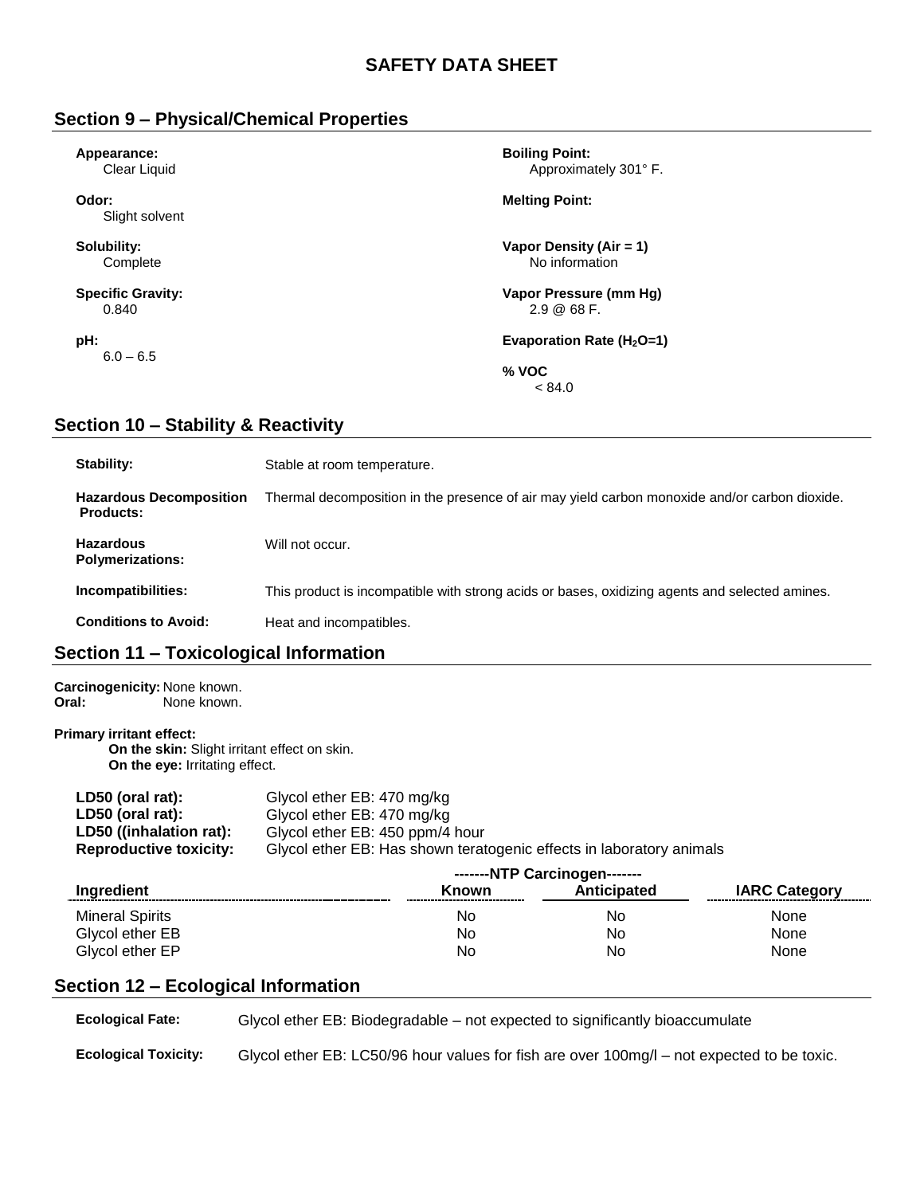# SAFETY DATA SHEET

## Section 9 – Physical/Chemical Properties

**Appearance:**
Clear Liquid

**Odor:**
Slight solvent

**Solubility:**
Complete

**Specific Gravity:**
0.840

**pH:**
6.0 – 6.5

**Boiling Point:**
Approximately 301° F.

**Melting Point:**

**Vapor Density (Air = 1)**
No information

**Vapor Pressure (mm Hg)**
2.9 @ 68 F.

**Evaporation Rate ($H_2O$=1)**

**% VOC**
< 84.0

## Section 10 – Stability & Reactivity

| | |
|---|---|
| **Stability:** | Stable at room temperature. |
| **Hazardous Decomposition Products:** | Thermal decomposition in the presence of air may yield carbon monoxide and/or carbon dioxide. |
| **Hazardous Polymerizations:** | Will not occur. |
| **Incompatibilities:** | This product is incompatible with strong acids or bases, oxidizing agents and selected amines. |
| **Conditions to Avoid:** | Heat and incompatibles. |

## Section 11 – Toxicological Information

**Carcinogenicity:** None known.
**Oral:** None known.

**Primary irritant effect:**
**On the skin:** Slight irritant effect on skin.
**On the eye:** Irritating effect.

| | |
|---|---|
| **LD50 (oral rat):** | Glycol ether EB: 470 mg/kg |
| **LD50 (oral rat):** | Glycol ether EB: 470 mg/kg |
| **LD50 ((inhalation rat):** | Glycol ether EB: 450 ppm/4 hour |
| **Reproductive toxicity:** | Glycol ether EB: Has shown teratogenic effects in laboratory animals |

| | -------NTP Carcinogen------- | | |
|---|---|---|---|
| **Ingredient** | **Known** | **Anticipated** | **IARC Category** |
| Mineral Spirits | No | No | None |
| Glycol ether EB | No | No | None |
| Glycol ether EP | No | No | None |

## Section 12 – Ecological Information

| | |
|---|---|
| **Ecological Fate:** | Glycol ether EB: Biodegradable – not expected to significantly bioaccumulate |
| **Ecological Toxicity:** | Glycol ether EB: LC50/96 hour values for fish are over 100mg/l – not expected to be toxic. |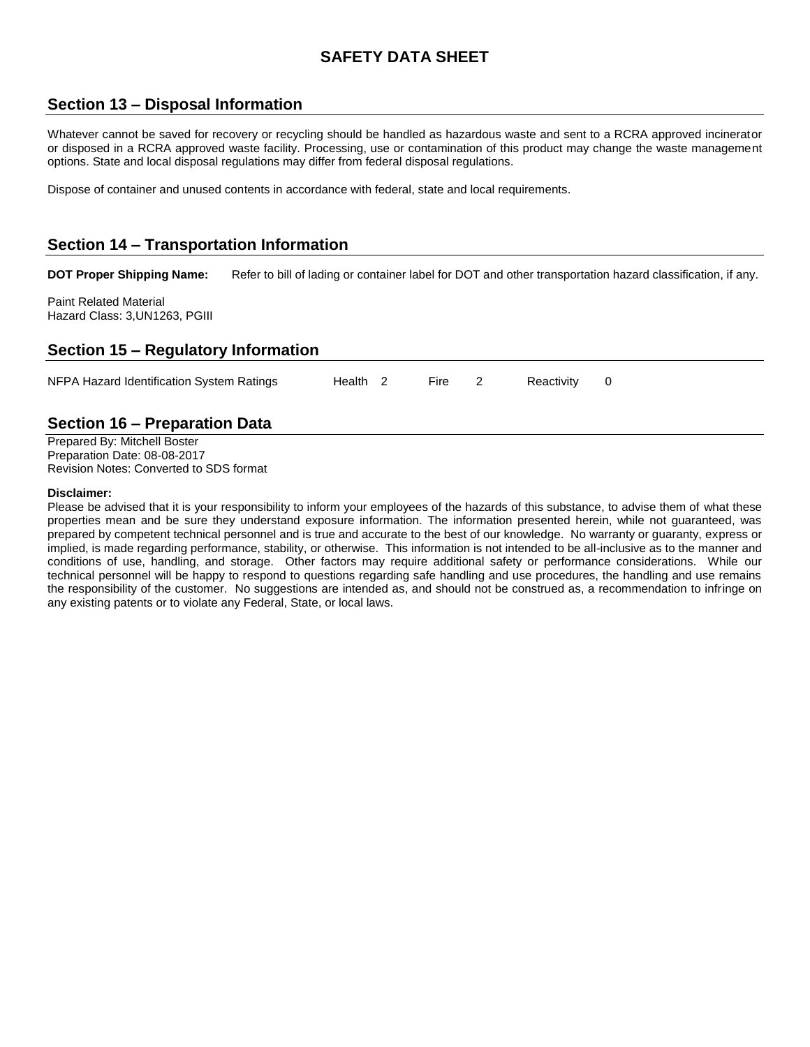# SAFETY DATA SHEET

## Section 13 – Disposal Information

Whatever cannot be saved for recovery or recycling should be handled as hazardous waste and sent to a RCRA approved incinerator or disposed in a RCRA approved waste facility. Processing, use or contamination of this product may change the waste management options. State and local disposal regulations may differ from federal disposal regulations.

Dispose of container and unused contents in accordance with federal, state and local requirements.

## Section 14 – Transportation Information

**DOT Proper Shipping Name:** Refer to bill of lading or container label for DOT and other transportation hazard classification, if any.

Paint Related Material
Hazard Class: 3,UN1263, PGIII

## Section 15 – Regulatory Information

| | | | | | | |
|---|---|---|---|---|---|---|
| NFPA Hazard Identification System Ratings | Health | 2 | Fire | 2 | Reactivity | 0 |

## Section 16 – Preparation Data

Prepared By: Mitchell Boster
Preparation Date: 08-08-2017
Revision Notes: Converted to SDS format

**Disclaimer:**
Please be advised that it is your responsibility to inform your employees of the hazards of this substance, to advise them of what these properties mean and be sure they understand exposure information. The information presented herein, while not guaranteed, was prepared by competent technical personnel and is true and accurate to the best of our knowledge. No warranty or guaranty, express or implied, is made regarding performance, stability, or otherwise. This information is not intended to be all-inclusive as to the manner and conditions of use, handling, and storage. Other factors may require additional safety or performance considerations. While our technical personnel will be happy to respond to questions regarding safe handling and use procedures, the handling and use remains the responsibility of the customer. No suggestions are intended as, and should not be construed as, a recommendation to infringe on any existing patents or to violate any Federal, State, or local laws.